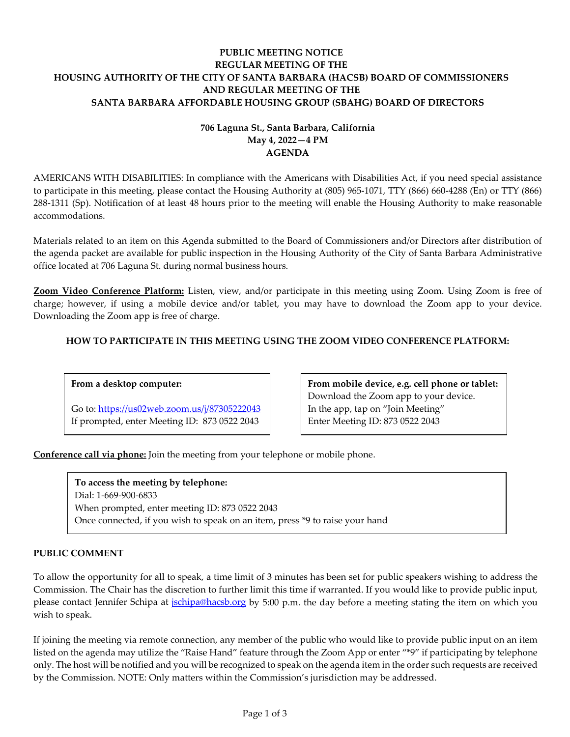# PUBLIC MEETING NOTICE
# REGULAR MEETING OF THE
# HOUSING AUTHORITY OF THE CITY OF SANTA BARBARA (HACSB) BOARD OF COMMISSIONERS
# AND REGULAR MEETING OF THE
# SANTA BARBARA AFFORDABLE HOUSING GROUP (SBAHG) BOARD OF DIRECTORS

**706 Laguna St., Santa Barbara, California**
**May 4, 2022—4 PM**
**AGENDA**

AMERICANS WITH DISABILITIES: In compliance with the Americans with Disabilities Act, if you need special assistance to participate in this meeting, please contact the Housing Authority at (805) 965-1071, TTY (866) 660-4288 (En) or TTY (866) 288-1311 (Sp). Notification of at least 48 hours prior to the meeting will enable the Housing Authority to make reasonable accommodations.

Materials related to an item on this Agenda submitted to the Board of Commissioners and/or Directors after distribution of the agenda packet are available for public inspection in the Housing Authority of the City of Santa Barbara Administrative office located at 706 Laguna St. during normal business hours.

**Zoom Video Conference Platform:** Listen, view, and/or participate in this meeting using Zoom. Using Zoom is free of charge; however, if using a mobile device and/or tablet, you may have to download the Zoom app to your device. Downloading the Zoom app is free of charge.

**HOW TO PARTICIPATE IN THIS MEETING USING THE ZOOM VIDEO CONFERENCE PLATFORM:**

**From a desktop computer:**

Go to: https://us02web.zoom.us/j/87305222043
If prompted, enter Meeting ID: 873 0522 2043

**From mobile device, e.g. cell phone or tablet:**
Download the Zoom app to your device.
In the app, tap on "Join Meeting"
Enter Meeting ID: 873 0522 2043

**Conference call via phone:** Join the meeting from your telephone or mobile phone.

**To access the meeting by telephone:**
Dial: 1-669-900-6833
When prompted, enter meeting ID: 873 0522 2043
Once connected, if you wish to speak on an item, press *9 to raise your hand

**PUBLIC COMMENT**

To allow the opportunity for all to speak, a time limit of 3 minutes has been set for public speakers wishing to address the Commission. The Chair has the discretion to further limit this time if warranted. If you would like to provide public input, please contact Jennifer Schipa at jschipa@hacsb.org by 5:00 p.m. the day before a meeting stating the item on which you wish to speak.

If joining the meeting via remote connection, any member of the public who would like to provide public input on an item listed on the agenda may utilize the "Raise Hand" feature through the Zoom App or enter "*9" if participating by telephone only. The host will be notified and you will be recognized to speak on the agenda item in the order such requests are received by the Commission. NOTE: Only matters within the Commission's jurisdiction may be addressed.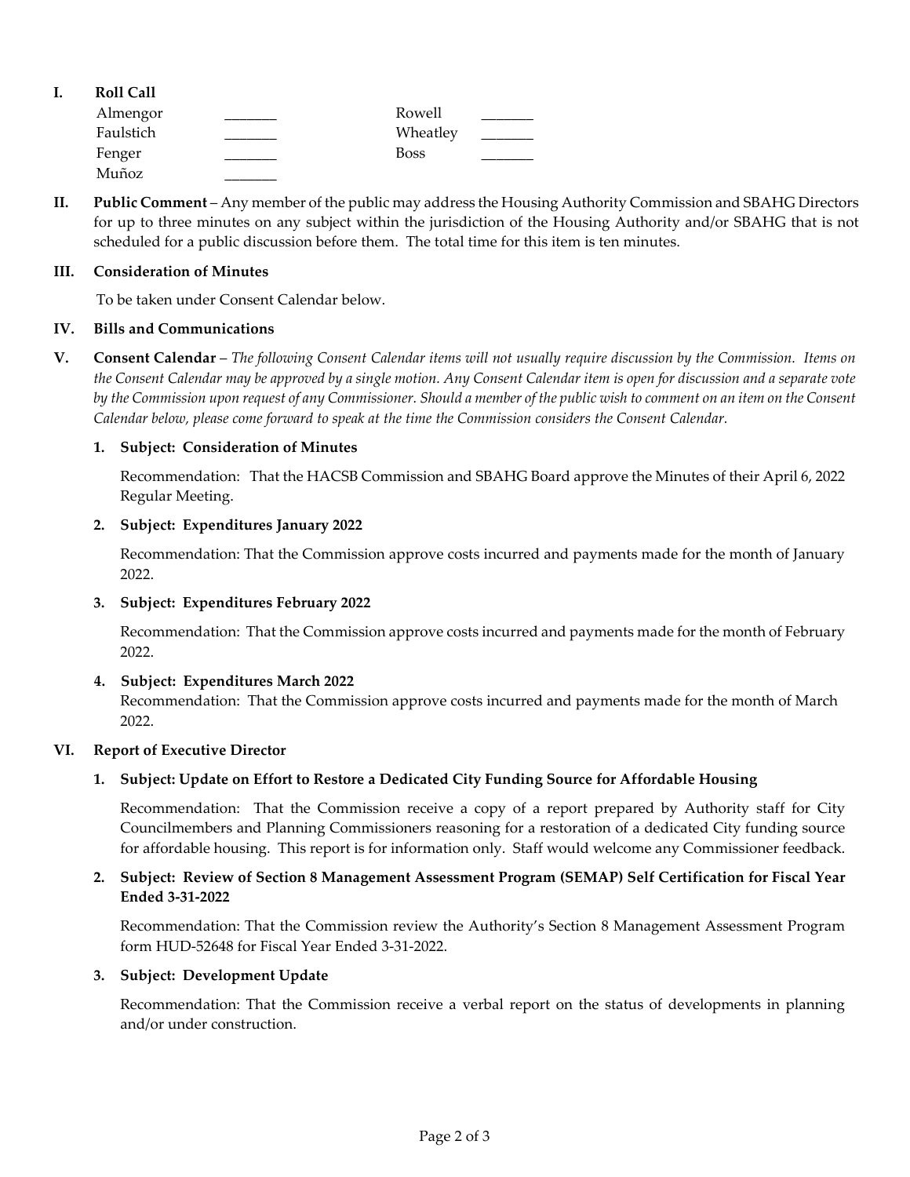## I. Roll Call

| | | | |
|---|---|---|---|
| Almengor | _______ | Rowell | _______ |
| Faulstich | _______ | Wheatley | _______ |
| Fenger | _______ | Boss | _______ |
| Muñoz | _______ | | |

## II. Public Comment

**Public Comment** – Any member of the public may address the Housing Authority Commission and SBAHG Directors for up to three minutes on any subject within the jurisdiction of the Housing Authority and/or SBAHG that is not scheduled for a public discussion before them. The total time for this item is ten minutes.

## III. Consideration of Minutes

To be taken under Consent Calendar below.

## IV. Bills and Communications

## V. Consent Calendar

**Consent Calendar** – *The following Consent Calendar items will not usually require discussion by the Commission. Items on the Consent Calendar may be approved by a single motion. Any Consent Calendar item is open for discussion and a separate vote by the Commission upon request of any Commissioner. Should a member of the public wish to comment on an item on the Consent Calendar below, please come forward to speak at the time the Commission considers the Consent Calendar.*

**1. Subject: Consideration of Minutes**

Recommendation: That the HACSB Commission and SBAHG Board approve the Minutes of their April 6, 2022 Regular Meeting.

**2. Subject: Expenditures January 2022**

Recommendation: That the Commission approve costs incurred and payments made for the month of January 2022.

**3. Subject: Expenditures February 2022**

Recommendation: That the Commission approve costs incurred and payments made for the month of February 2022.

**4. Subject: Expenditures March 2022**

Recommendation: That the Commission approve costs incurred and payments made for the month of March 2022.

## VI. Report of Executive Director

**1. Subject: Update on Effort to Restore a Dedicated City Funding Source for Affordable Housing**

Recommendation: That the Commission receive a copy of a report prepared by Authority staff for City Councilmembers and Planning Commissioners reasoning for a restoration of a dedicated City funding source for affordable housing. This report is for information only. Staff would welcome any Commissioner feedback.

**2. Subject: Review of Section 8 Management Assessment Program (SEMAP) Self Certification for Fiscal Year Ended 3-31-2022**

Recommendation: That the Commission review the Authority's Section 8 Management Assessment Program form HUD-52648 for Fiscal Year Ended 3-31-2022.

**3. Subject: Development Update**

Recommendation: That the Commission receive a verbal report on the status of developments in planning and/or under construction.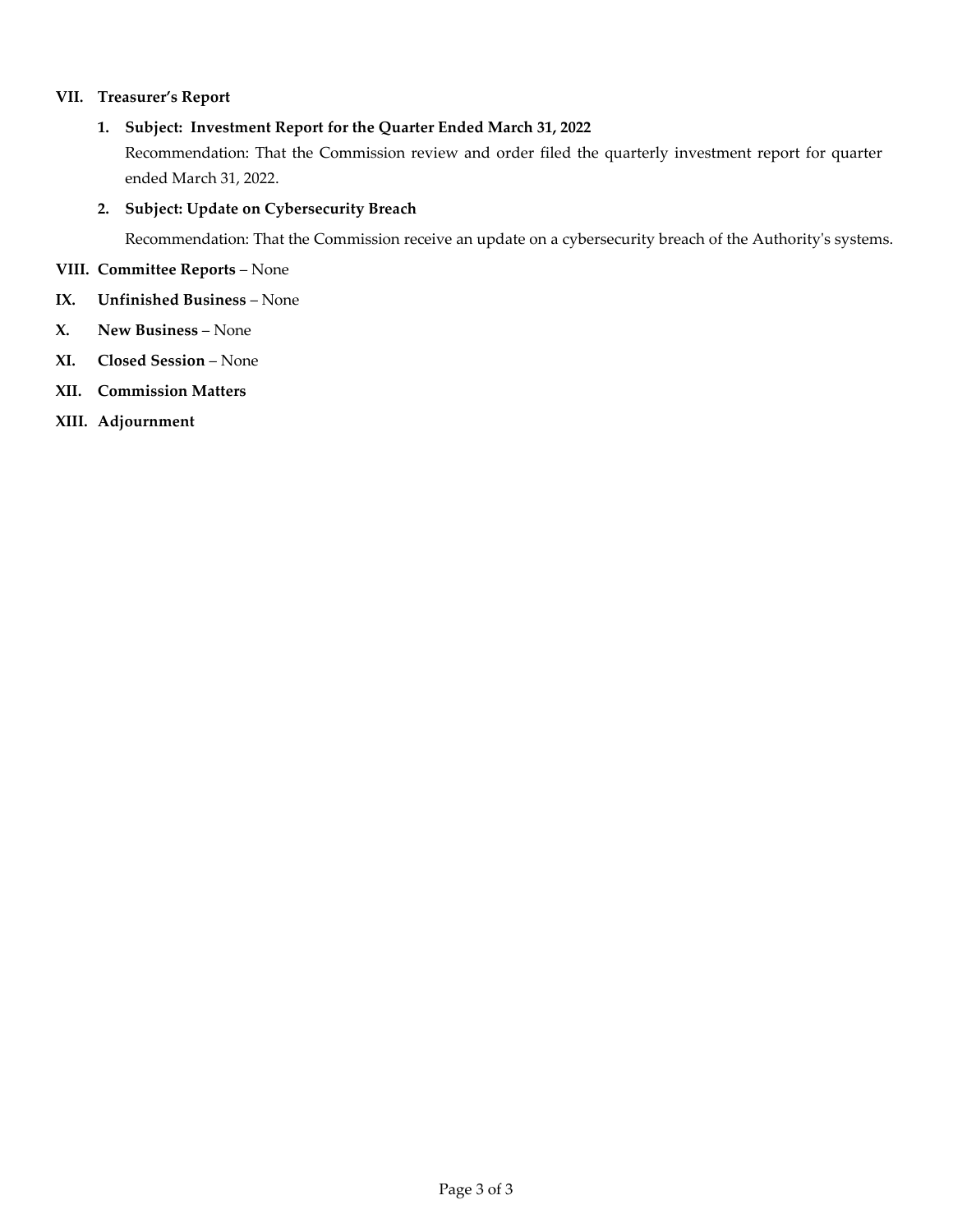**VII. Treasurer's Report**

1. **Subject: Investment Report for the Quarter Ended March 31, 2022**

   Recommendation: That the Commission review and order filed the quarterly investment report for quarter ended March 31, 2022.

2. **Subject: Update on Cybersecurity Breach**

   Recommendation: That the Commission receive an update on a cybersecurity breach of the Authority's systems.

**VIII. Committee Reports** – None

**IX. Unfinished Business** – None

**X. New Business** – None

**XI. Closed Session** – None

**XII. Commission Matters**

**XIII. Adjournment**